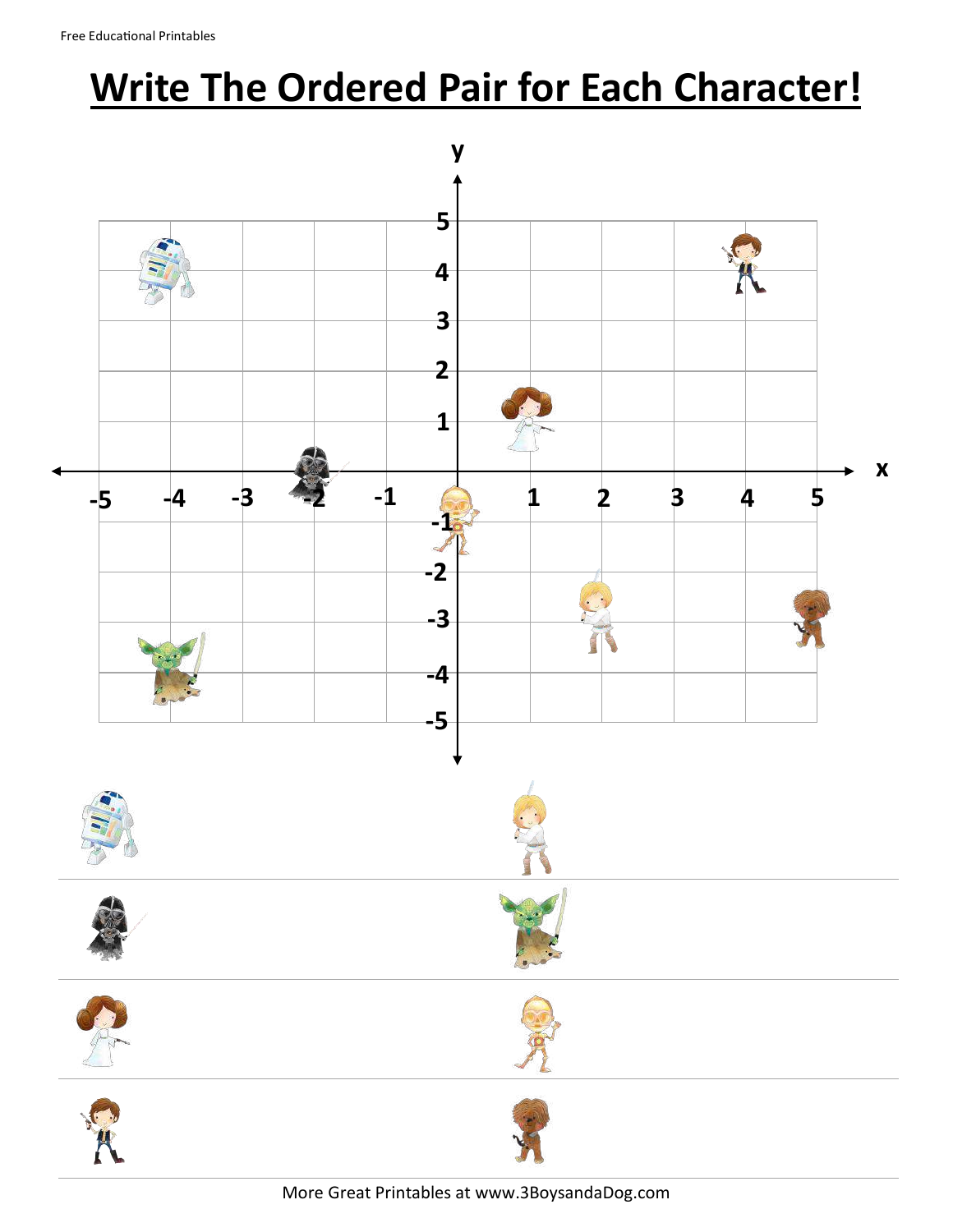# Write The Ordered Pair for Each Character!

y

5

4

3

2

1

-5 -4 -3 -2 -1 1 2 3 4 5 x

-1

-2

-3

-4

-5

More Great Printables at www.3BoysandaDog.com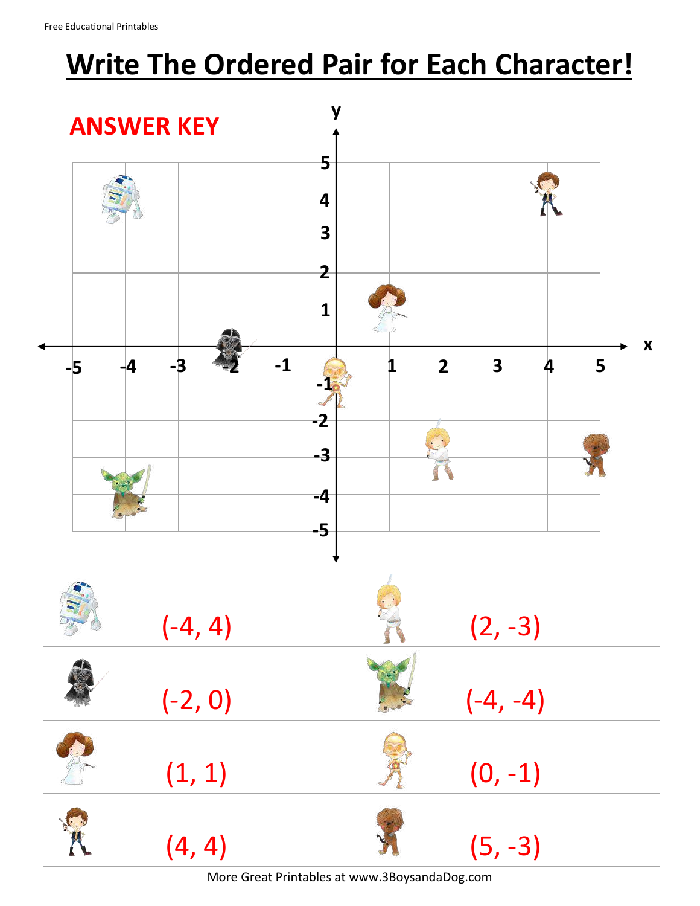Free Educational Printables

# Write The Ordered Pair for Each Character!

**ANSWER KEY**

| Character | Ordered Pair | Character | Ordered Pair |
| --- | --- | --- | --- |
| R2-D2 | (-4, 4) | Luke | (2, -3) |
| Darth Vader | (-2, 0) | Yoda | (-4, -4) |
| Leia | (1, 1) | C-3PO | (0, -1) |
| Han Solo | (4, 4) | Chewbacca | (5, -3) |

More Great Printables at www.3BoysandaDog.com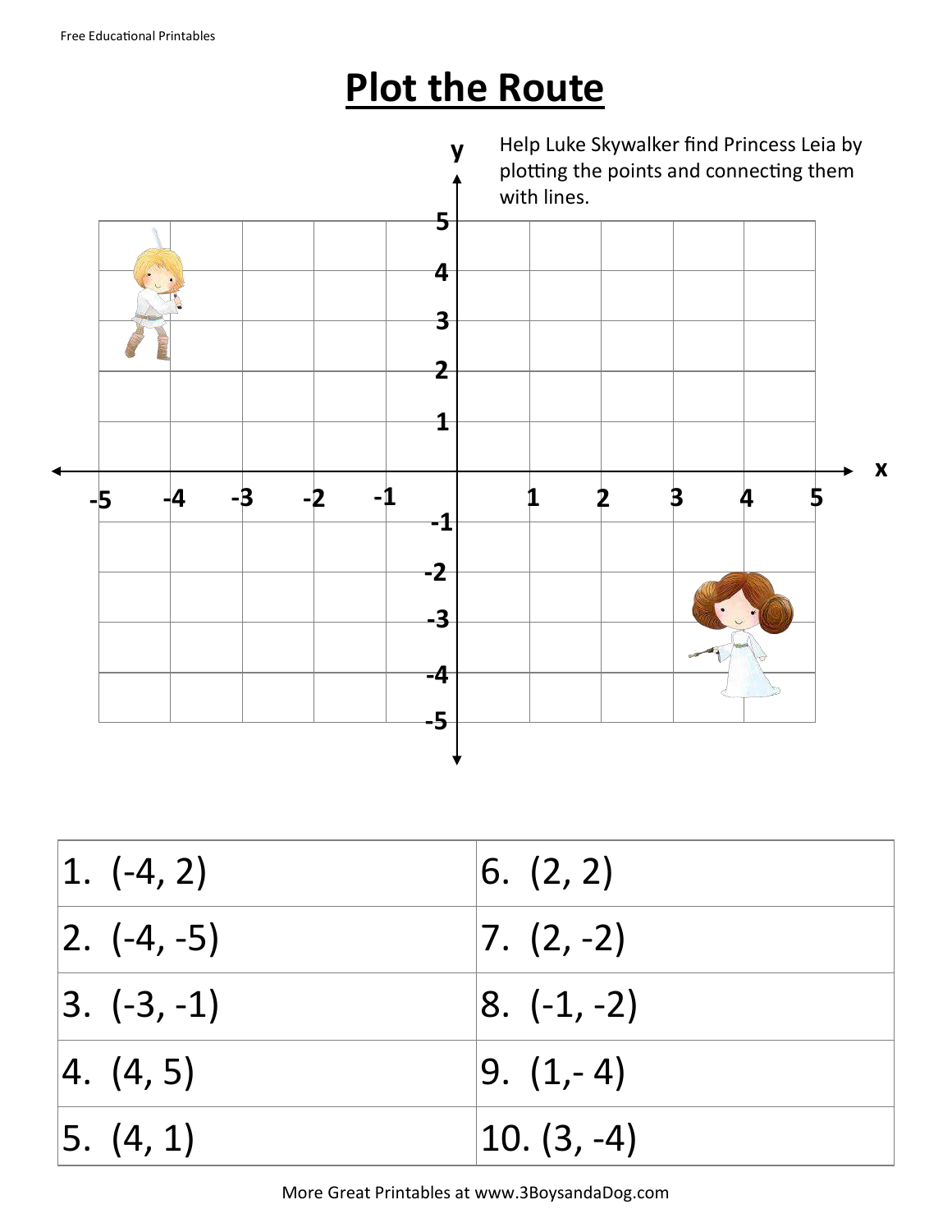# Plot the Route

Help Luke Skywalker find Princess Leia by plotting the points and connecting them with lines.

| | |
|---|---|
| 1. (-4, 2) | 6. (2, 2) |
| 2. (-4, -5) | 7. (2, -2) |
| 3. (-3, -1) | 8. (-1, -2) |
| 4. (4, 5) | 9. (1,- 4) |
| 5. (4, 1) | 10. (3, -4) |

More Great Printables at www.3BoysandaDog.com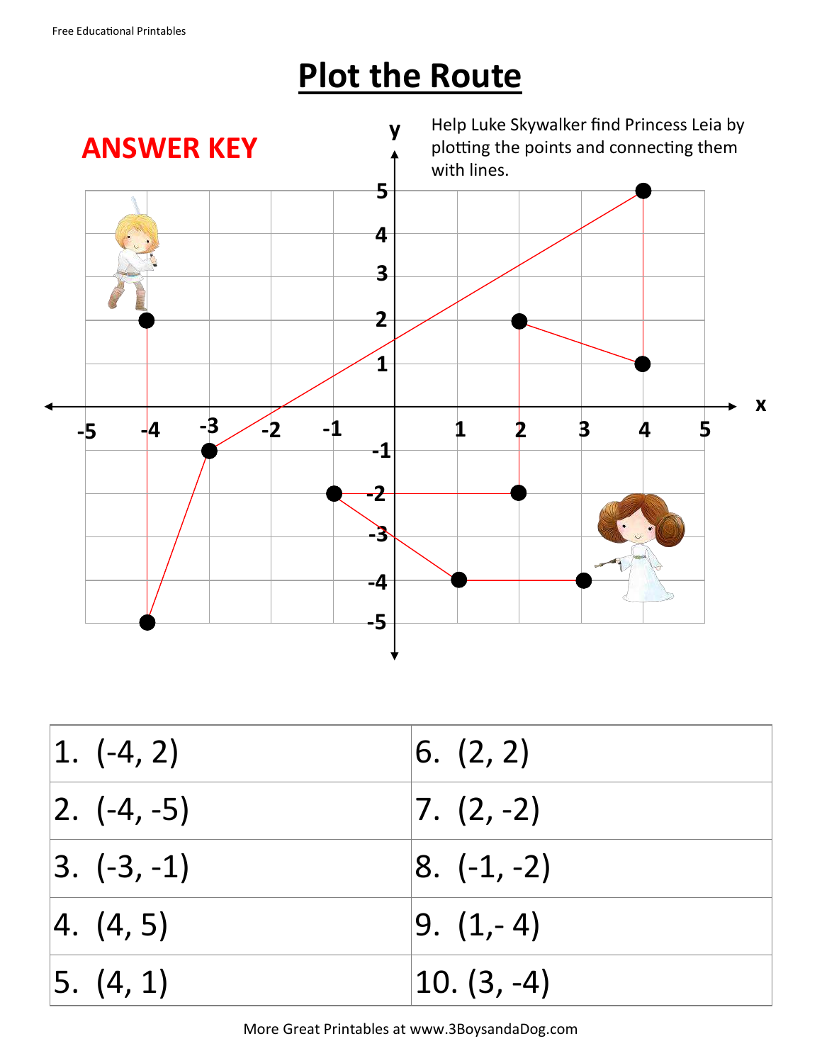# Plot the Route

**ANSWER KEY**

Help Luke Skywalker find Princess Leia by plotting the points and connecting them with lines.

y

x

-5 -4 -3 -2 -1 1 2 3 4 5

5 4 3 2 1 -1 -2 -3 -4 -5

| | |
|---|---|
| 1. (-4, 2) | 6. (2, 2) |
| 2. (-4, -5) | 7. (2, -2) |
| 3. (-3, -1) | 8. (-1, -2) |
| 4. (4, 5) | 9. (1,- 4) |
| 5. (4, 1) | 10. (3, -4) |

More Great Printables at www.3BoysandaDog.com